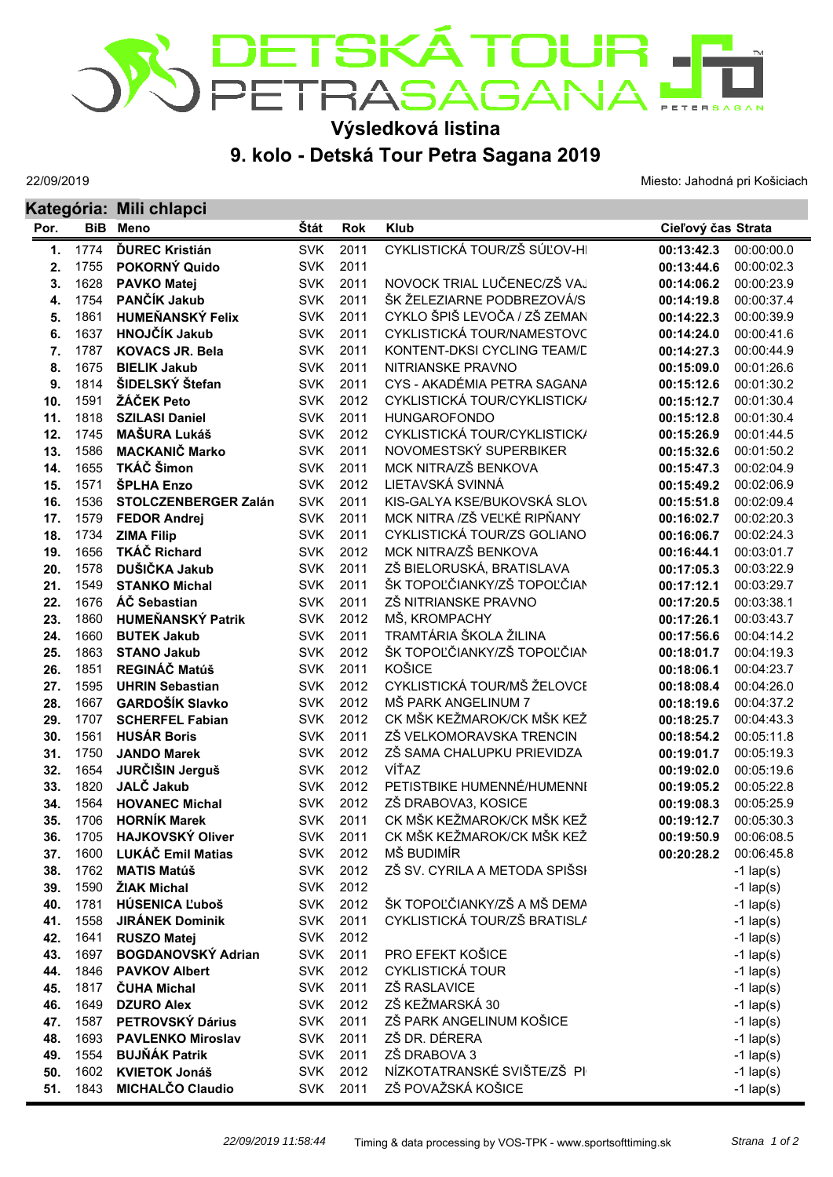# DETSKÁ TOUR PETRA SAGANA

## Výsledková listina

## 9. kolo - Detská Tour Petra Sagana 2019

22/09/2019

Miesto: Jahodná pri Košiciach

### Kategória: Mili chlapci

| Por. | BiB | Meno | Štát | Rok | Klub | Cieľový čas | Strata |
|---|---|---|---|---|---|---|---|
| 1. | 1774 | **ĎUREC Kristián** | SVK | 2011 | CYKLISTICKÁ TOUR/ZŠ SÚĽOV-HI | **00:13:42.3** | 00:00:00.0 |
| 2. | 1755 | **POKORNÝ Quido** | SVK | 2011 | | **00:13:44.6** | 00:00:02.3 |
| 3. | 1628 | **PAVKO Matej** | SVK | 2011 | NOVOCK TRIAL LUČENEC/ZŠ VAJ | **00:14:06.2** | 00:00:23.9 |
| 4. | 1754 | **PANČÍK Jakub** | SVK | 2011 | ŠK ŽELEZIARNE PODBREZOVÁ/S | **00:14:19.8** | 00:00:37.4 |
| 5. | 1861 | **HUMEŇANSKÝ Felix** | SVK | 2011 | CYKLO ŠPIŠ LEVOČA / ZŠ ZEMAN | **00:14:22.3** | 00:00:39.9 |
| 6. | 1637 | **HNOJČÍK Jakub** | SVK | 2011 | CYKLISTICKÁ TOUR/NAMESTOVC | **00:14:24.0** | 00:00:41.6 |
| 7. | 1787 | **KOVACS JR. Bela** | SVK | 2011 | KONTENT-DKSI CYCLING TEAM/C | **00:14:27.3** | 00:00:44.9 |
| 8. | 1675 | **BIELIK Jakub** | SVK | 2011 | NITRIANSKE PRAVNO | **00:15:09.0** | 00:01:26.6 |
| 9. | 1814 | **ŠIDELSKÝ Štefan** | SVK | 2011 | CYS - AKADÉMIA PETRA SAGANA | **00:15:12.6** | 00:01:30.2 |
| 10. | 1591 | **ŽÁČEK Peto** | SVK | 2012 | CYKLISTICKÁ TOUR/CYKLISTICKÁ | **00:15:12.7** | 00:01:30.4 |
| 11. | 1818 | **SZILASI Daniel** | SVK | 2011 | HUNGAROFONDO | **00:15:12.8** | 00:01:30.4 |
| 12. | 1745 | **MAŠURA Lukáš** | SVK | 2012 | CYKLISTICKÁ TOUR/CYKLISTICKÁ | **00:15:26.9** | 00:01:44.5 |
| 13. | 1586 | **MACKANIČ Marko** | SVK | 2011 | NOVOMESTSKÝ SUPERBIKER | **00:15:32.6** | 00:01:50.2 |
| 14. | 1655 | **TKÁČ Šimon** | SVK | 2011 | MCK NITRA/ZŠ BENKOVA | **00:15:47.3** | 00:02:04.9 |
| 15. | 1571 | **ŠPLHA Enzo** | SVK | 2012 | LIETAVSKÁ SVINNÁ | **00:15:49.2** | 00:02:06.9 |
| 16. | 1536 | **STOLCZENBERGER Zalán** | SVK | 2011 | KIS-GALYA KSE/BUKOVSKÁ SLOV | **00:15:51.8** | 00:02:09.4 |
| 17. | 1579 | **FEDOR Andrej** | SVK | 2011 | MCK NITRA /ZŠ VEĽKÉ RIPŇANY | **00:16:02.7** | 00:02:20.3 |
| 18. | 1734 | **ZIMA Filip** | SVK | 2011 | CYKLISTICKÁ TOUR/ZS GOLIANO | **00:16:06.7** | 00:02:24.3 |
| 19. | 1656 | **TKÁČ Richard** | SVK | 2012 | MCK NITRA/ZŠ BENKOVA | **00:16:44.1** | 00:03:01.7 |
| 20. | 1578 | **DUŠIČKA Jakub** | SVK | 2011 | ZŠ BIELORUSKÁ, BRATISLAVA | **00:17:05.3** | 00:03:22.9 |
| 21. | 1549 | **STANKO Michal** | SVK | 2011 | ŠK TOPOĽČIANKY/ZŠ TOPOĽČIAN | **00:17:12.1** | 00:03:29.7 |
| 22. | 1676 | **ÁČ Sebastian** | SVK | 2011 | ZŠ NITRIANSKE PRAVNO | **00:17:20.5** | 00:03:38.1 |
| 23. | 1860 | **HUMEŇANSKÝ Patrik** | SVK | 2012 | MŠ, KROMPACHY | **00:17:26.1** | 00:03:43.7 |
| 24. | 1660 | **BUTEK Jakub** | SVK | 2011 | TRAMTÁRIA ŠKOLA ŽILINA | **00:17:56.6** | 00:04:14.2 |
| 25. | 1863 | **STANO Jakub** | SVK | 2012 | ŠK TOPOĽČIANKY/ZŠ TOPOĽČIAN | **00:18:01.7** | 00:04:19.3 |
| 26. | 1851 | **REGINÁČ Matúš** | SVK | 2011 | KOŠICE | **00:18:06.1** | 00:04:23.7 |
| 27. | 1595 | **UHRIN Sebastian** | SVK | 2012 | CYKLISTICKÁ TOUR/MŠ ŽELOVCE | **00:18:08.4** | 00:04:26.0 |
| 28. | 1667 | **GARDOŠÍK Slavko** | SVK | 2012 | MŠ PARK ANGELINUM 7 | **00:18:19.6** | 00:04:37.2 |
| 29. | 1707 | **SCHERFEL Fabian** | SVK | 2012 | CK MŠK KEŽMAROK/CK MŠK KEŽ | **00:18:25.7** | 00:04:43.3 |
| 30. | 1561 | **HUSÁR Boris** | SVK | 2011 | ZŠ VELKOMORAVSKA TRENCIN | **00:18:54.2** | 00:05:11.8 |
| 31. | 1750 | **JANDO Marek** | SVK | 2012 | ZŠ SAMA CHALUPKU PRIEVIDZA | **00:19:01.7** | 00:05:19.3 |
| 32. | 1654 | **JURČIŠIN Jerguš** | SVK | 2012 | VÍŤAZ | **00:19:02.0** | 00:05:19.6 |
| 33. | 1820 | **JALČ Jakub** | SVK | 2012 | PETISTBIKE HUMENNÉ/HUMENNI | **00:19:05.2** | 00:05:22.8 |
| 34. | 1564 | **HOVANEC Michal** | SVK | 2012 | ZŠ DRABOVA3, KOSICE | **00:19:08.3** | 00:05:25.9 |
| 35. | 1706 | **HORNÍK Marek** | SVK | 2011 | CK MŠK KEŽMAROK/CK MŠK KEŽ | **00:19:12.7** | 00:05:30.3 |
| 36. | 1705 | **HAJKOVSKÝ Oliver** | SVK | 2011 | CK MŠK KEŽMAROK/CK MŠK KEŽ | **00:19:50.9** | 00:06:08.5 |
| 37. | 1600 | **LUKÁČ Emil Matias** | SVK | 2012 | MŠ BUDIMÍR | **00:20:28.2** | 00:06:45.8 |
| 38. | 1762 | **MATIS Matúš** | SVK | 2012 | ZŠ SV. CYRILA A METODA SPIŠSI | | -1 lap(s) |
| 39. | 1590 | **ŽIAK Michal** | SVK | 2012 | | | -1 lap(s) |
| 40. | 1781 | **HÚSENICA Ľuboš** | SVK | 2012 | ŠK TOPOĽČIANKY/ZŠ A MŠ DEMA | | -1 lap(s) |
| 41. | 1558 | **JIRÁNEK Dominik** | SVK | 2011 | CYKLISTICKÁ TOUR/ZŠ BRATISLA | | -1 lap(s) |
| 42. | 1641 | **RUSZO Matej** | SVK | 2012 | | | -1 lap(s) |
| 43. | 1697 | **BOGDANOVSKÝ Adrian** | SVK | 2011 | PRO EFEKT KOŠICE | | -1 lap(s) |
| 44. | 1846 | **PAVKOV Albert** | SVK | 2012 | CYKLISTICKÁ TOUR | | -1 lap(s) |
| 45. | 1817 | **ČUHA Michal** | SVK | 2011 | ZŠ RASLAVICE | | -1 lap(s) |
| 46. | 1649 | **DZURO Alex** | SVK | 2012 | ZŠ KEŽMARSKÁ 30 | | -1 lap(s) |
| 47. | 1587 | **PETROVSKÝ Dárius** | SVK | 2011 | ZŠ PARK ANGELINUM KOŠICE | | -1 lap(s) |
| 48. | 1693 | **PAVLENKO Miroslav** | SVK | 2011 | ZŠ DR. DÉRERA | | -1 lap(s) |
| 49. | 1554 | **BUJŇÁK Patrik** | SVK | 2011 | ZŠ DRABOVA 3 | | -1 lap(s) |
| 50. | 1602 | **KVIETOK Jonáš** | SVK | 2012 | NÍZKOTATRANSKÉ SVIŠTE/ZŠ PI | | -1 lap(s) |
| 51. | 1843 | **MICHALČO Claudio** | SVK | 2011 | ZŠ POVAŽSKÁ KOŠICE | | -1 lap(s) |

*22/09/2019 11:58:44* Timing & data processing by VOS-TPK - www.sportsofttiming.sk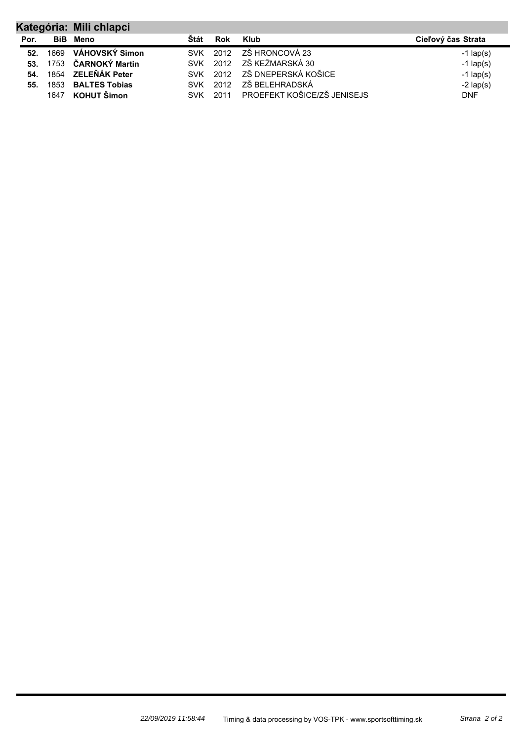## Kategória: Mili chlapci

| Por. | BiB | Meno | Štát | Rok | Klub | Cieľový čas | Strata |
|---|---|---|---|---|---|---|---|
| **52.** | 1669 | **VÁHOVSKÝ Simon** | SVK | 2012 | ZŠ HRONCOVÁ 23 | | -1 lap(s) |
| **53.** | 1753 | **ČARNOKÝ Martin** | SVK | 2012 | ZŠ KEŽMARSKÁ 30 | | -1 lap(s) |
| **54.** | 1854 | **ZELEŇÁK Peter** | SVK | 2012 | ZŠ DNEPERSKÁ KOŠICE | | -1 lap(s) |
| **55.** | 1853 | **BALTES Tobias** | SVK | 2012 | ZŠ BELEHRADSKÁ | | -2 lap(s) |
| | 1647 | **KOHUT Šimon** | SVK | 2011 | PROEFEKT KOŠICE/ZŠ JENISEJS | | DNF |

*22/09/2019 11:58:44* Timing & data processing by VOS-TPK - www.sportsofttiming.sk